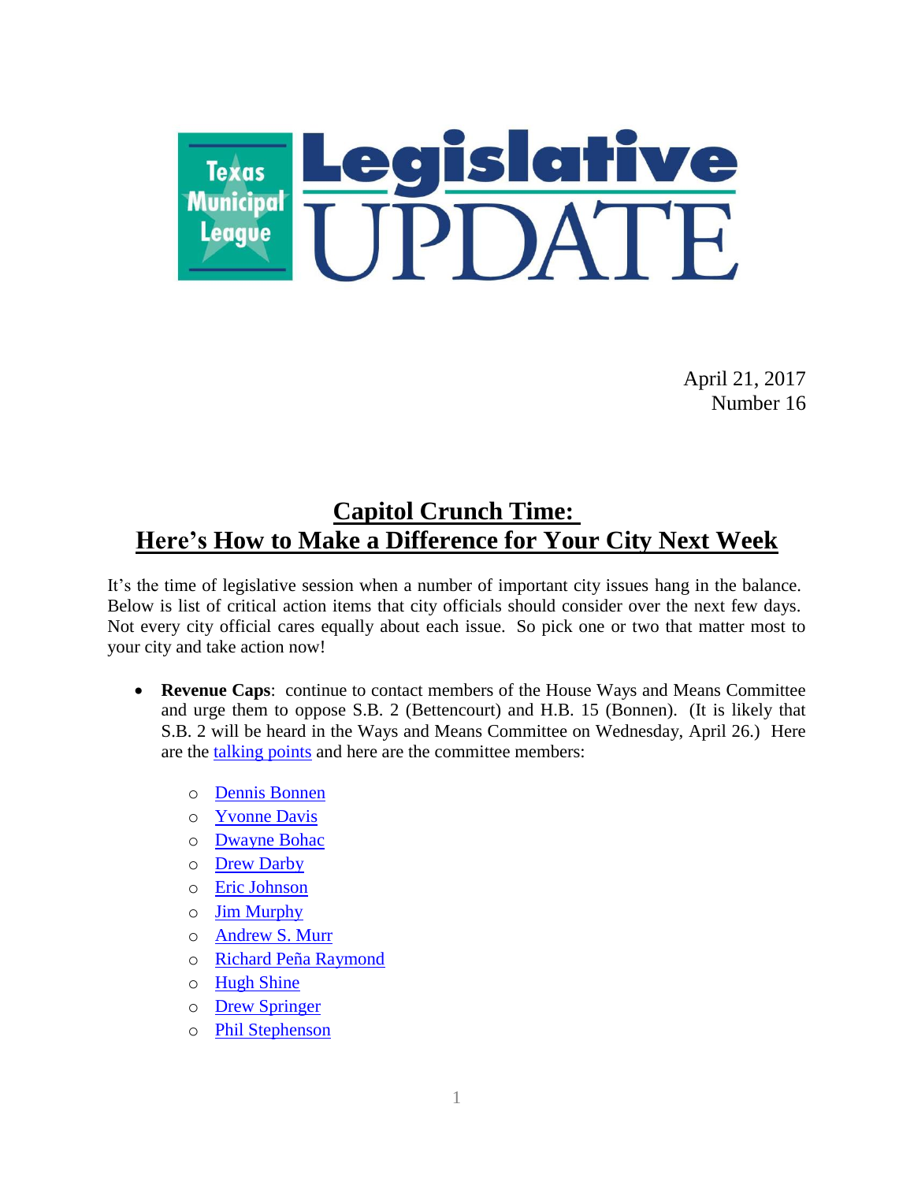# Texas Municipal League Legislative UPDATE

April 21, 2017
Number 16

## Capitol Crunch Time: Here's How to Make a Difference for Your City Next Week

It's the time of legislative session when a number of important city issues hang in the balance. Below is list of critical action items that city officials should consider over the next few days. Not every city official cares equally about each issue. So pick one or two that matter most to your city and take action now!

- **Revenue Caps**: continue to contact members of the House Ways and Means Committee and urge them to oppose S.B. 2 (Bettencourt) and H.B. 15 (Bonnen). (It is likely that S.B. 2 will be heard in the Ways and Means Committee on Wednesday, April 26.) Here are the talking points and here are the committee members:
  - Dennis Bonnen
  - Yvonne Davis
  - Dwayne Bohac
  - Drew Darby
  - Eric Johnson
  - Jim Murphy
  - Andrew S. Murr
  - Richard Peña Raymond
  - Hugh Shine
  - Drew Springer
  - Phil Stephenson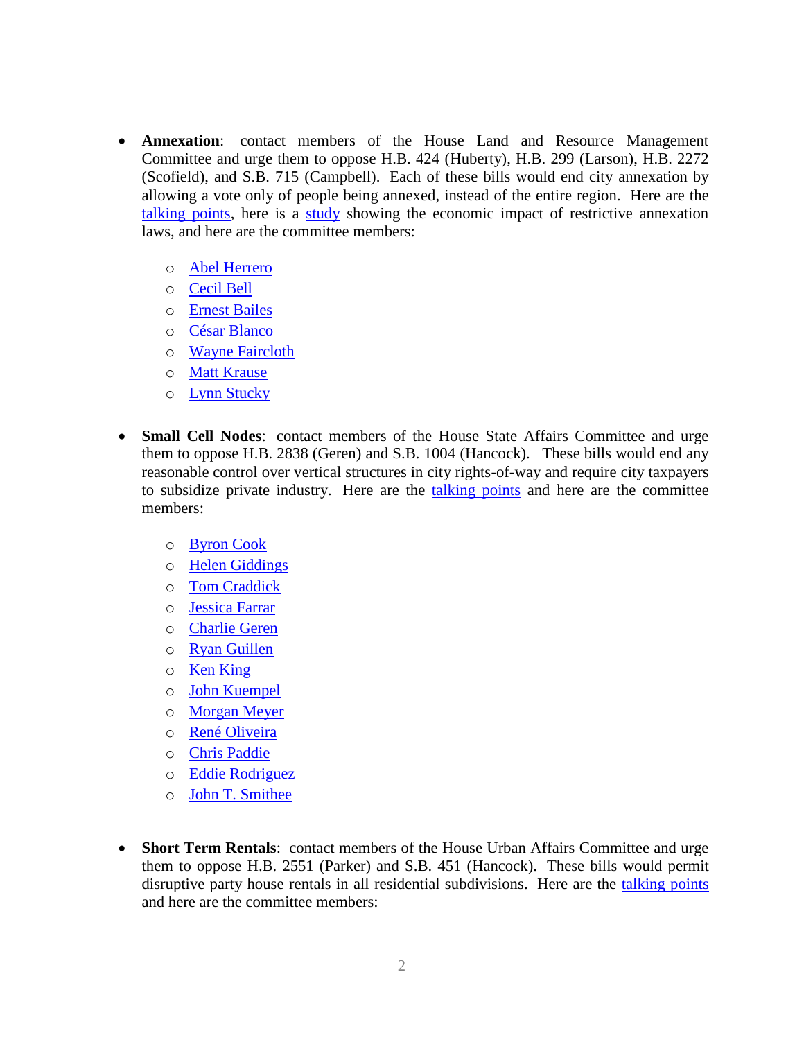- **Annexation**: contact members of the House Land and Resource Management Committee and urge them to oppose H.B. 424 (Huberty), H.B. 299 (Larson), H.B. 2272 (Scofield), and S.B. 715 (Campbell). Each of these bills would end city annexation by allowing a vote only of people being annexed, instead of the entire region. Here are the talking points, here is a study showing the economic impact of restrictive annexation laws, and here are the committee members:
    - Abel Herrero
    - Cecil Bell
    - Ernest Bailes
    - César Blanco
    - Wayne Faircloth
    - Matt Krause
    - Lynn Stucky

- **Small Cell Nodes**: contact members of the House State Affairs Committee and urge them to oppose H.B. 2838 (Geren) and S.B. 1004 (Hancock). These bills would end any reasonable control over vertical structures in city rights-of-way and require city taxpayers to subsidize private industry. Here are the talking points and here are the committee members:
    - Byron Cook
    - Helen Giddings
    - Tom Craddick
    - Jessica Farrar
    - Charlie Geren
    - Ryan Guillen
    - Ken King
    - John Kuempel
    - Morgan Meyer
    - René Oliveira
    - Chris Paddie
    - Eddie Rodriguez
    - John T. Smithee

- **Short Term Rentals**: contact members of the House Urban Affairs Committee and urge them to oppose H.B. 2551 (Parker) and S.B. 451 (Hancock). These bills would permit disruptive party house rentals in all residential subdivisions. Here are the talking points and here are the committee members: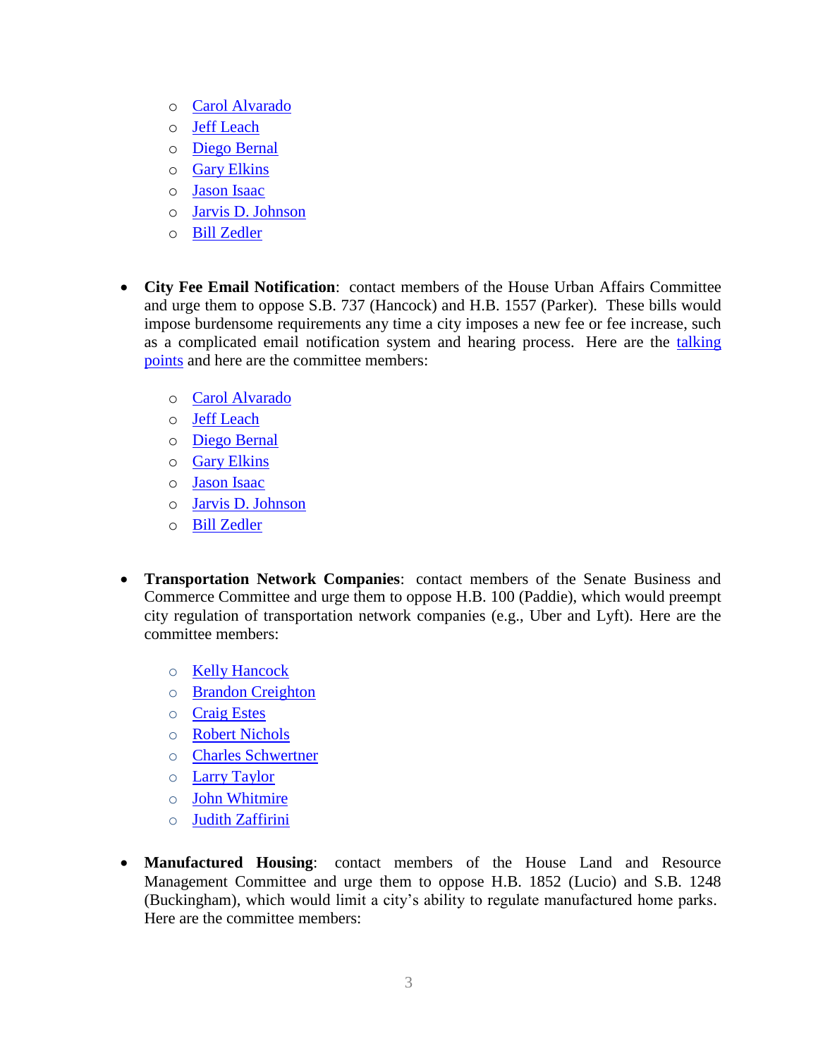- Carol Alvarado
- Jeff Leach
- Diego Bernal
- Gary Elkins
- Jason Isaac
- Jarvis D. Johnson
- Bill Zedler

- **City Fee Email Notification**: contact members of the House Urban Affairs Committee and urge them to oppose S.B. 737 (Hancock) and H.B. 1557 (Parker). These bills would impose burdensome requirements any time a city imposes a new fee or fee increase, such as a complicated email notification system and hearing process. Here are the talking points and here are the committee members:

    - Carol Alvarado
    - Jeff Leach
    - Diego Bernal
    - Gary Elkins
    - Jason Isaac
    - Jarvis D. Johnson
    - Bill Zedler

- **Transportation Network Companies**: contact members of the Senate Business and Commerce Committee and urge them to oppose H.B. 100 (Paddie), which would preempt city regulation of transportation network companies (e.g., Uber and Lyft). Here are the committee members:

    - Kelly Hancock
    - Brandon Creighton
    - Craig Estes
    - Robert Nichols
    - Charles Schwertner
    - Larry Taylor
    - John Whitmire
    - Judith Zaffirini

- **Manufactured Housing**: contact members of the House Land and Resource Management Committee and urge them to oppose H.B. 1852 (Lucio) and S.B. 1248 (Buckingham), which would limit a city's ability to regulate manufactured home parks. Here are the committee members: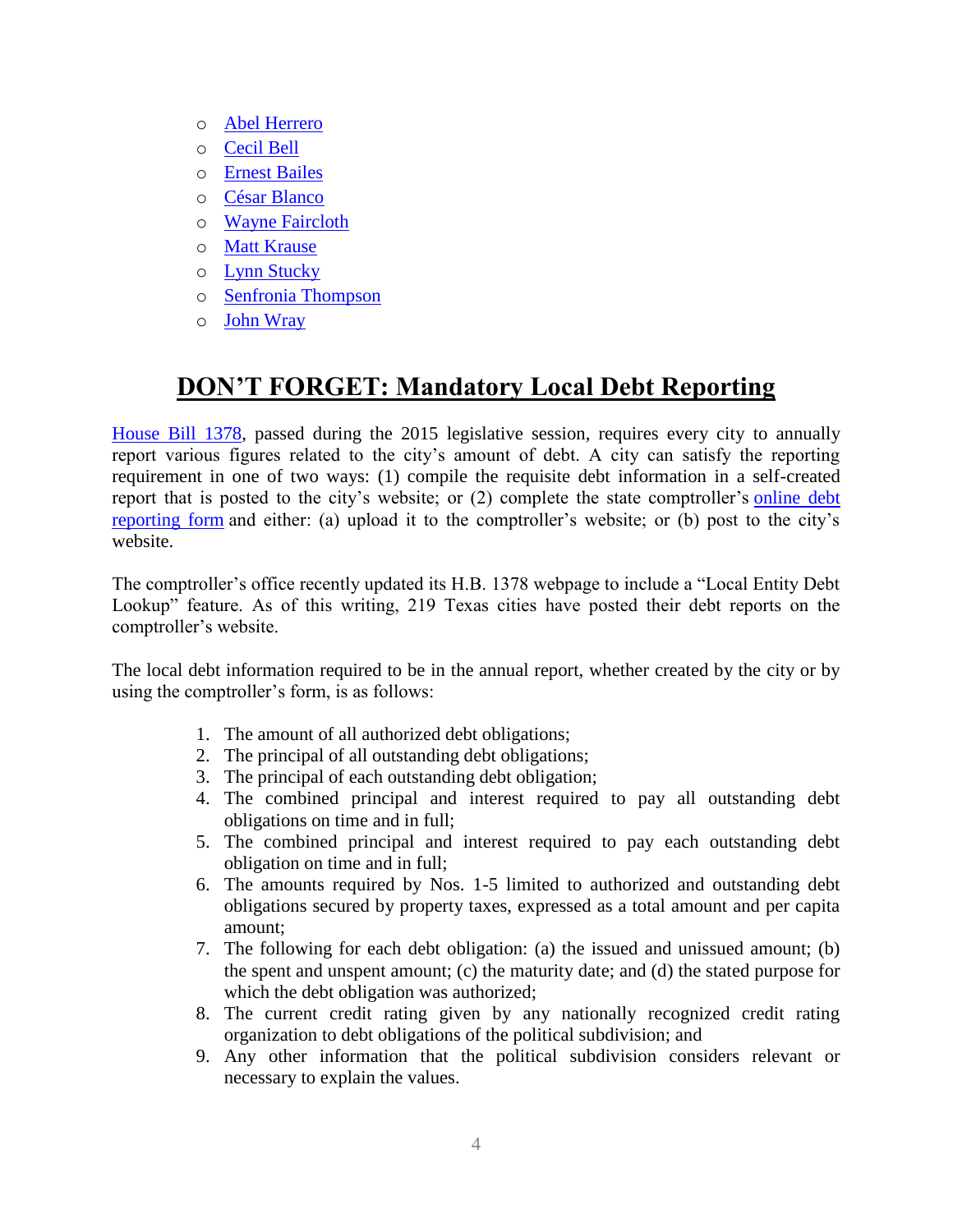- Abel Herrero
- Cecil Bell
- Ernest Bailes
- César Blanco
- Wayne Faircloth
- Matt Krause
- Lynn Stucky
- Senfronia Thompson
- John Wray

## DON'T FORGET: Mandatory Local Debt Reporting

House Bill 1378, passed during the 2015 legislative session, requires every city to annually report various figures related to the city's amount of debt. A city can satisfy the reporting requirement in one of two ways: (1) compile the requisite debt information in a self-created report that is posted to the city's website; or (2) complete the state comptroller's online debt reporting form and either: (a) upload it to the comptroller's website; or (b) post to the city's website.

The comptroller's office recently updated its H.B. 1378 webpage to include a "Local Entity Debt Lookup" feature. As of this writing, 219 Texas cities have posted their debt reports on the comptroller's website.

The local debt information required to be in the annual report, whether created by the city or by using the comptroller's form, is as follows:

1. The amount of all authorized debt obligations;
2. The principal of all outstanding debt obligations;
3. The principal of each outstanding debt obligation;
4. The combined principal and interest required to pay all outstanding debt obligations on time and in full;
5. The combined principal and interest required to pay each outstanding debt obligation on time and in full;
6. The amounts required by Nos. 1-5 limited to authorized and outstanding debt obligations secured by property taxes, expressed as a total amount and per capita amount;
7. The following for each debt obligation: (a) the issued and unissued amount; (b) the spent and unspent amount; (c) the maturity date; and (d) the stated purpose for which the debt obligation was authorized;
8. The current credit rating given by any nationally recognized credit rating organization to debt obligations of the political subdivision; and
9. Any other information that the political subdivision considers relevant or necessary to explain the values.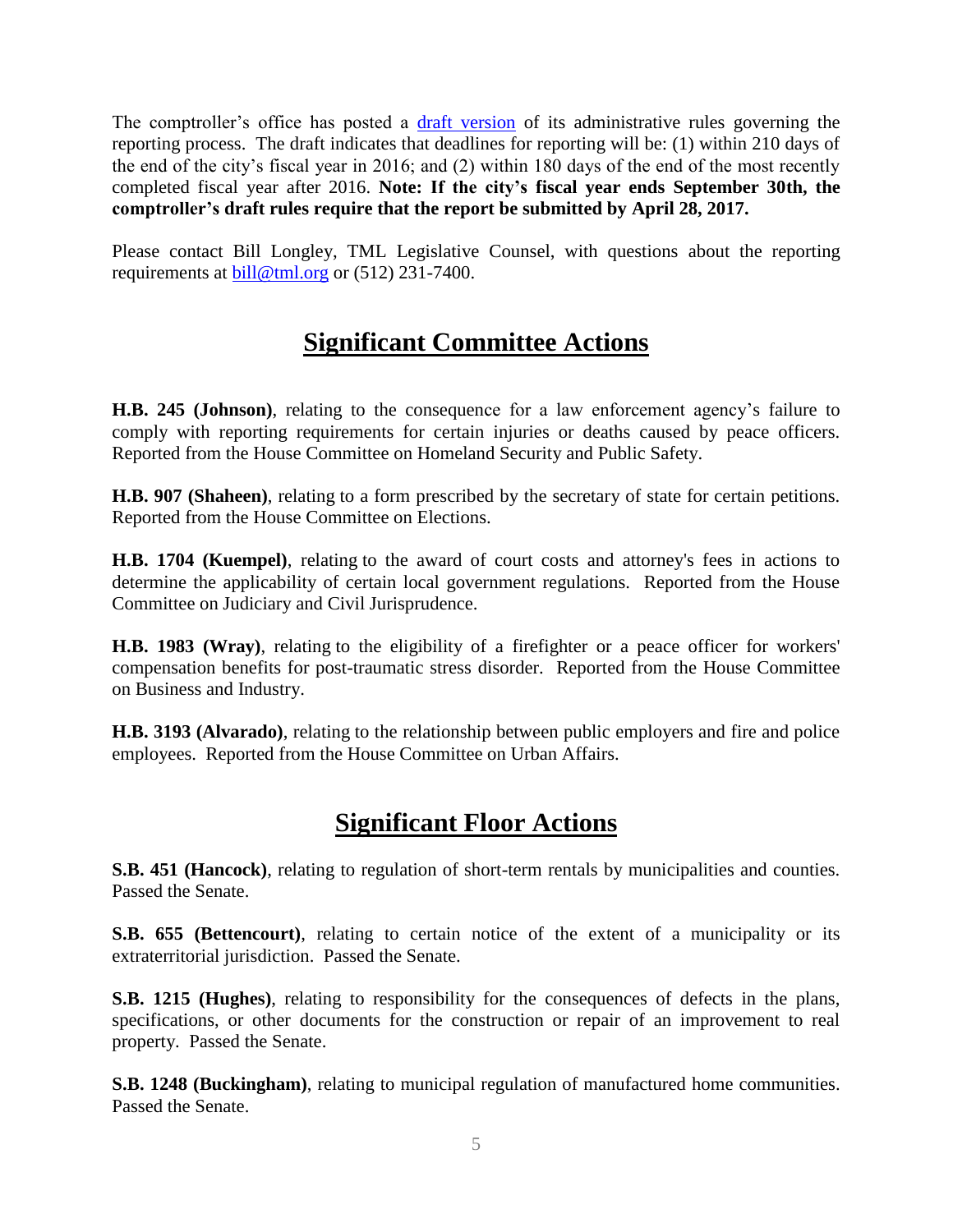The comptroller's office has posted a [draft version](draft version) of its administrative rules governing the reporting process. The draft indicates that deadlines for reporting will be: (1) within 210 days of the end of the city's fiscal year in 2016; and (2) within 180 days of the end of the most recently completed fiscal year after 2016. **Note: If the city's fiscal year ends September 30th, the comptroller's draft rules require that the report be submitted by April 28, 2017.**

Please contact Bill Longley, TML Legislative Counsel, with questions about the reporting requirements at bill@tml.org or (512) 231-7400.

## Significant Committee Actions

**H.B. 245 (Johnson)**, relating to the consequence for a law enforcement agency's failure to comply with reporting requirements for certain injuries or deaths caused by peace officers. Reported from the House Committee on Homeland Security and Public Safety.

**H.B. 907 (Shaheen)**, relating to a form prescribed by the secretary of state for certain petitions. Reported from the House Committee on Elections.

**H.B. 1704 (Kuempel)**, relating to the award of court costs and attorney's fees in actions to determine the applicability of certain local government regulations. Reported from the House Committee on Judiciary and Civil Jurisprudence.

**H.B. 1983 (Wray)**, relating to the eligibility of a firefighter or a peace officer for workers' compensation benefits for post-traumatic stress disorder. Reported from the House Committee on Business and Industry.

**H.B. 3193 (Alvarado)**, relating to the relationship between public employers and fire and police employees. Reported from the House Committee on Urban Affairs.

## Significant Floor Actions

**S.B. 451 (Hancock)**, relating to regulation of short-term rentals by municipalities and counties. Passed the Senate.

**S.B. 655 (Bettencourt)**, relating to certain notice of the extent of a municipality or its extraterritorial jurisdiction. Passed the Senate.

**S.B. 1215 (Hughes)**, relating to responsibility for the consequences of defects in the plans, specifications, or other documents for the construction or repair of an improvement to real property. Passed the Senate.

**S.B. 1248 (Buckingham)**, relating to municipal regulation of manufactured home communities. Passed the Senate.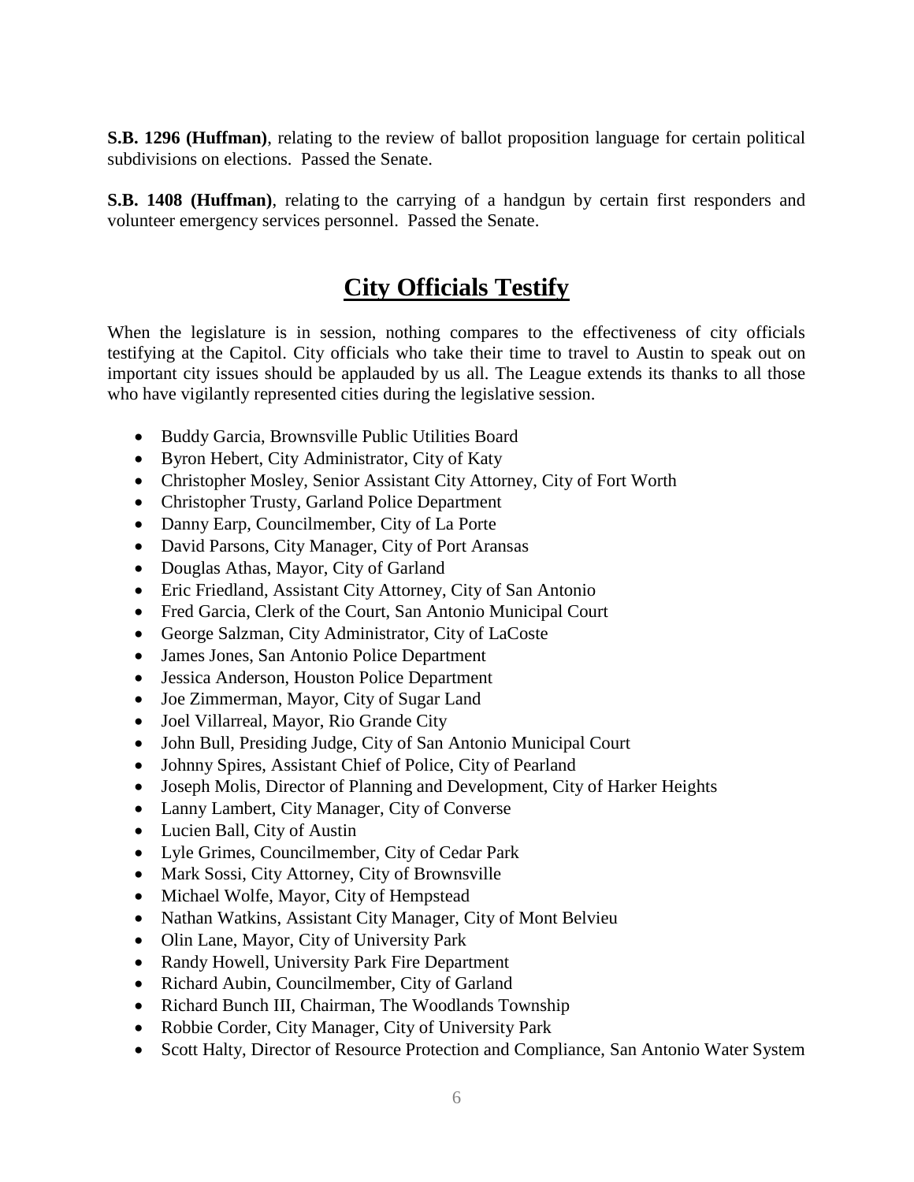**S.B. 1296 (Huffman)**, relating to the review of ballot proposition language for certain political subdivisions on elections. Passed the Senate.

**S.B. 1408 (Huffman)**, relating to the carrying of a handgun by certain first responders and volunteer emergency services personnel. Passed the Senate.

## City Officials Testify

When the legislature is in session, nothing compares to the effectiveness of city officials testifying at the Capitol. City officials who take their time to travel to Austin to speak out on important city issues should be applauded by us all. The League extends its thanks to all those who have vigilantly represented cities during the legislative session.

- Buddy Garcia, Brownsville Public Utilities Board
- Byron Hebert, City Administrator, City of Katy
- Christopher Mosley, Senior Assistant City Attorney, City of Fort Worth
- Christopher Trusty, Garland Police Department
- Danny Earp, Councilmember, City of La Porte
- David Parsons, City Manager, City of Port Aransas
- Douglas Athas, Mayor, City of Garland
- Eric Friedland, Assistant City Attorney, City of San Antonio
- Fred Garcia, Clerk of the Court, San Antonio Municipal Court
- George Salzman, City Administrator, City of LaCoste
- James Jones, San Antonio Police Department
- Jessica Anderson, Houston Police Department
- Joe Zimmerman, Mayor, City of Sugar Land
- Joel Villarreal, Mayor, Rio Grande City
- John Bull, Presiding Judge, City of San Antonio Municipal Court
- Johnny Spires, Assistant Chief of Police, City of Pearland
- Joseph Molis, Director of Planning and Development, City of Harker Heights
- Lanny Lambert, City Manager, City of Converse
- Lucien Ball, City of Austin
- Lyle Grimes, Councilmember, City of Cedar Park
- Mark Sossi, City Attorney, City of Brownsville
- Michael Wolfe, Mayor, City of Hempstead
- Nathan Watkins, Assistant City Manager, City of Mont Belvieu
- Olin Lane, Mayor, City of University Park
- Randy Howell, University Park Fire Department
- Richard Aubin, Councilmember, City of Garland
- Richard Bunch III, Chairman, The Woodlands Township
- Robbie Corder, City Manager, City of University Park
- Scott Halty, Director of Resource Protection and Compliance, San Antonio Water System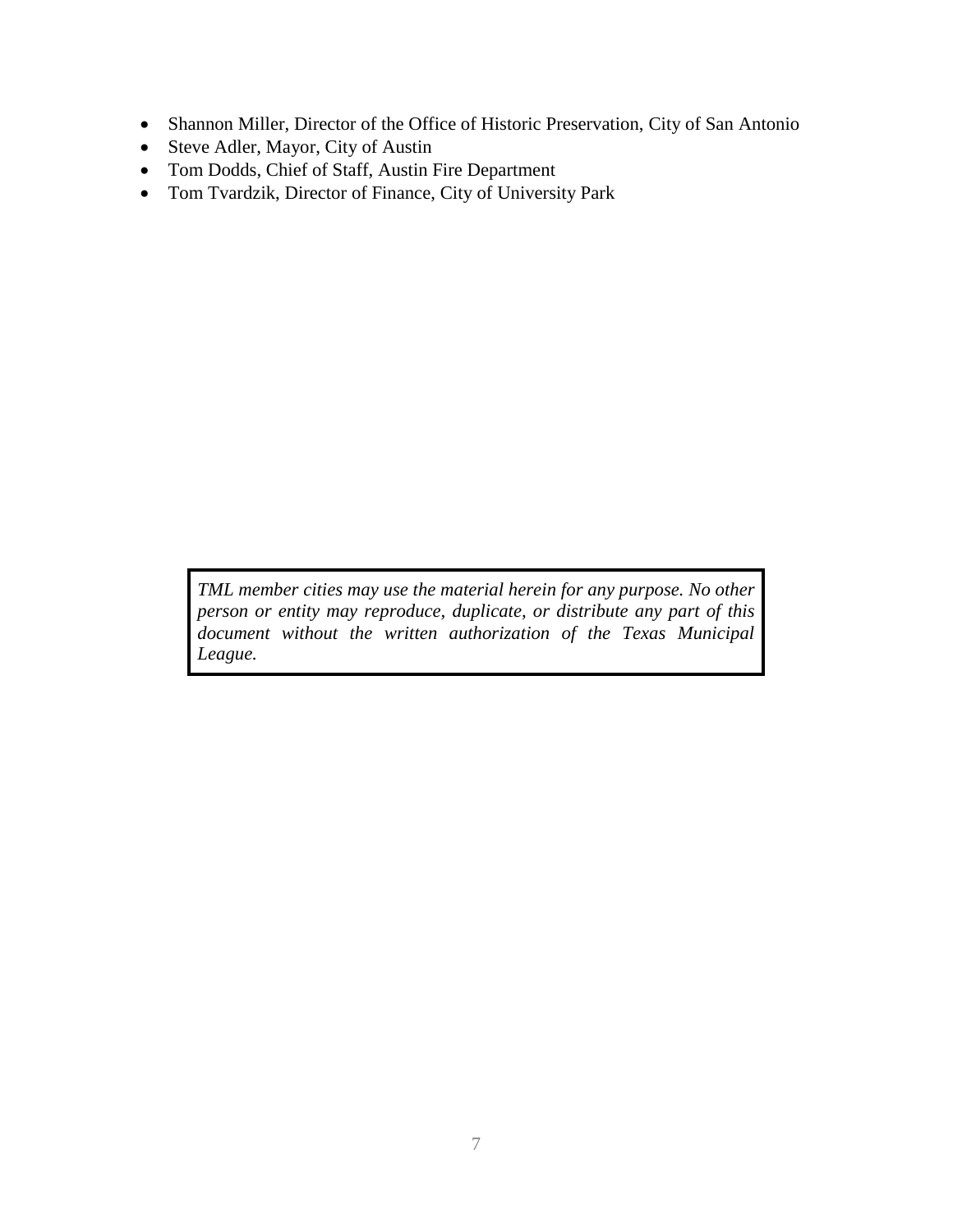- Shannon Miller, Director of the Office of Historic Preservation, City of San Antonio
- Steve Adler, Mayor, City of Austin
- Tom Dodds, Chief of Staff, Austin Fire Department
- Tom Tvardzik, Director of Finance, City of University Park

*TML member cities may use the material herein for any purpose. No other person or entity may reproduce, duplicate, or distribute any part of this document without the written authorization of the Texas Municipal League.*